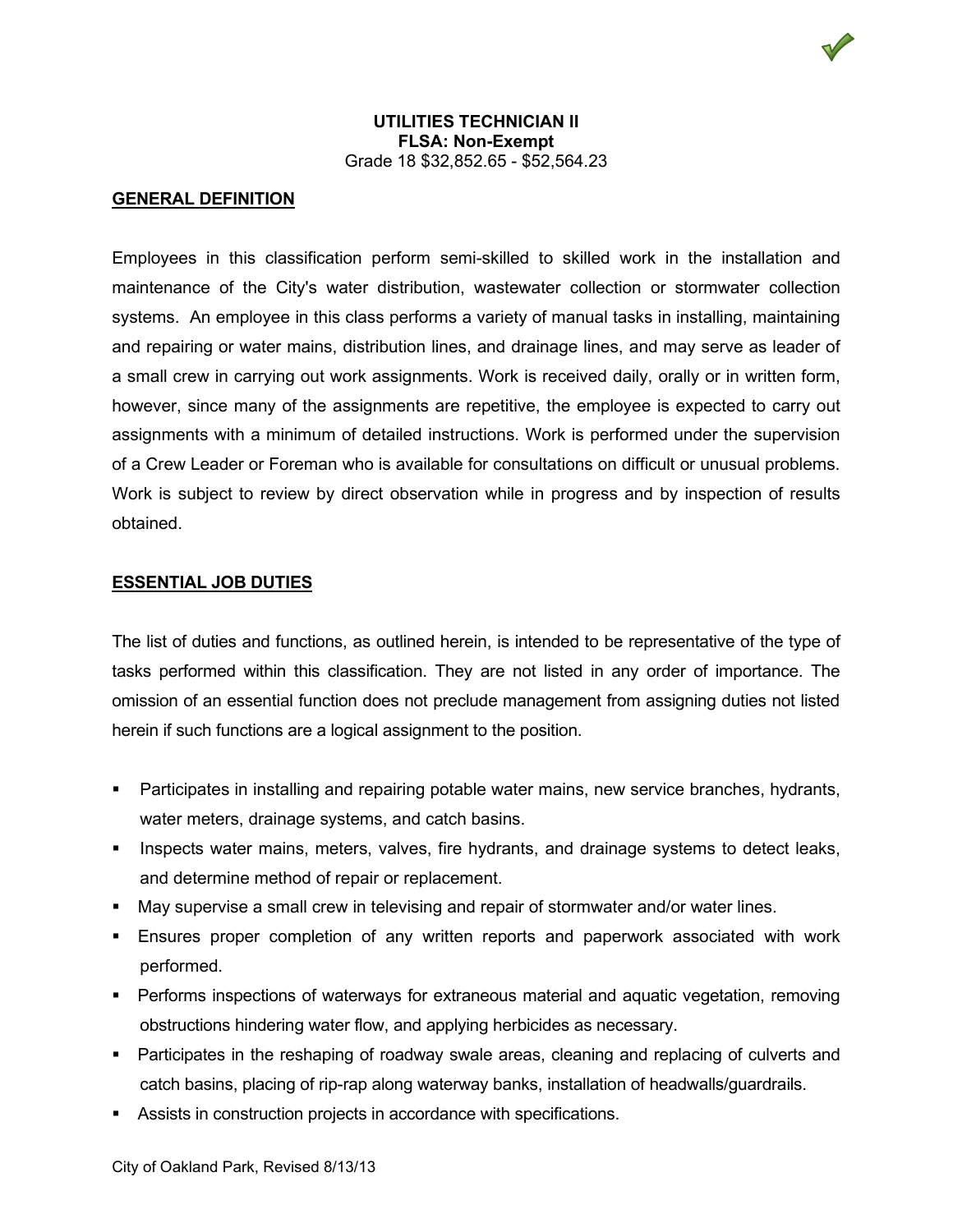**UTILITIES TECHNICIAN II**
**FLSA: Non-Exempt**
Grade 18 $32,852.65 - $52,564.23

## GENERAL DEFINITION

Employees in this classification perform semi-skilled to skilled work in the installation and maintenance of the City's water distribution, wastewater collection or stormwater collection systems. An employee in this class performs a variety of manual tasks in installing, maintaining and repairing or water mains, distribution lines, and drainage lines, and may serve as leader of a small crew in carrying out work assignments. Work is received daily, orally or in written form, however, since many of the assignments are repetitive, the employee is expected to carry out assignments with a minimum of detailed instructions. Work is performed under the supervision of a Crew Leader or Foreman who is available for consultations on difficult or unusual problems. Work is subject to review by direct observation while in progress and by inspection of results obtained.

## ESSENTIAL JOB DUTIES

The list of duties and functions, as outlined herein, is intended to be representative of the type of tasks performed within this classification. They are not listed in any order of importance. The omission of an essential function does not preclude management from assigning duties not listed herein if such functions are a logical assignment to the position.

- Participates in installing and repairing potable water mains, new service branches, hydrants, water meters, drainage systems, and catch basins.
- Inspects water mains, meters, valves, fire hydrants, and drainage systems to detect leaks, and determine method of repair or replacement.
- May supervise a small crew in televising and repair of stormwater and/or water lines.
- Ensures proper completion of any written reports and paperwork associated with work performed.
- Performs inspections of waterways for extraneous material and aquatic vegetation, removing obstructions hindering water flow, and applying herbicides as necessary.
- Participates in the reshaping of roadway swale areas, cleaning and replacing of culverts and catch basins, placing of rip-rap along waterway banks, installation of headwalls/guardrails.
- Assists in construction projects in accordance with specifications.

City of Oakland Park, Revised 8/13/13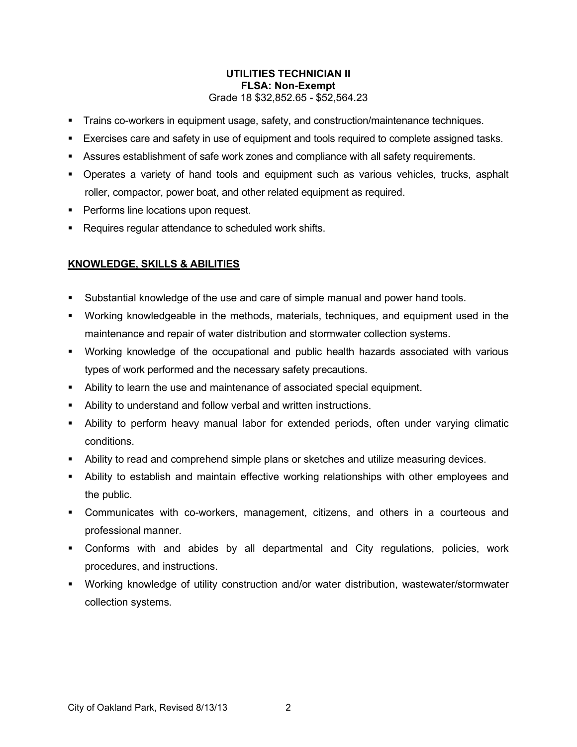**UTILITIES TECHNICIAN II**
**FLSA: Non-Exempt**
Grade 18 $32,852.65 - $52,564.23

- Trains co-workers in equipment usage, safety, and construction/maintenance techniques.
- Exercises care and safety in use of equipment and tools required to complete assigned tasks.
- Assures establishment of safe work zones and compliance with all safety requirements.
- Operates a variety of hand tools and equipment such as various vehicles, trucks, asphalt roller, compactor, power boat, and other related equipment as required.
- Performs line locations upon request.
- Requires regular attendance to scheduled work shifts.

## KNOWLEDGE, SKILLS & ABILITIES

- Substantial knowledge of the use and care of simple manual and power hand tools.
- Working knowledgeable in the methods, materials, techniques, and equipment used in the maintenance and repair of water distribution and stormwater collection systems.
- Working knowledge of the occupational and public health hazards associated with various types of work performed and the necessary safety precautions.
- Ability to learn the use and maintenance of associated special equipment.
- Ability to understand and follow verbal and written instructions.
- Ability to perform heavy manual labor for extended periods, often under varying climatic conditions.
- Ability to read and comprehend simple plans or sketches and utilize measuring devices.
- Ability to establish and maintain effective working relationships with other employees and the public.
- Communicates with co-workers, management, citizens, and others in a courteous and professional manner.
- Conforms with and abides by all departmental and City regulations, policies, work procedures, and instructions.
- Working knowledge of utility construction and/or water distribution, wastewater/stormwater collection systems.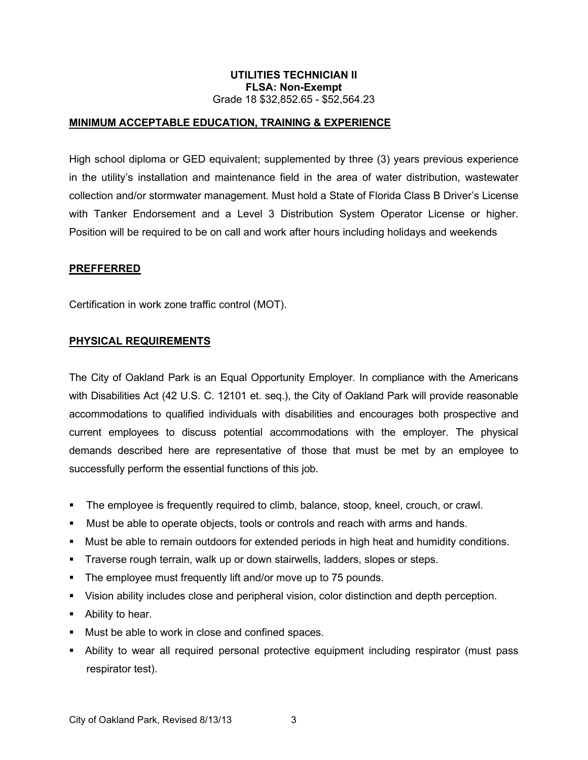**UTILITIES TECHNICIAN II**
**FLSA: Non-Exempt**
Grade 18 $32,852.65 - $52,564.23

## MINIMUM ACCEPTABLE EDUCATION, TRAINING & EXPERIENCE

High school diploma or GED equivalent; supplemented by three (3) years previous experience in the utility's installation and maintenance field in the area of water distribution, wastewater collection and/or stormwater management. Must hold a State of Florida Class B Driver's License with Tanker Endorsement and a Level 3 Distribution System Operator License or higher. Position will be required to be on call and work after hours including holidays and weekends

## PREFFERRED

Certification in work zone traffic control (MOT).

## PHYSICAL REQUIREMENTS

The City of Oakland Park is an Equal Opportunity Employer. In compliance with the Americans with Disabilities Act (42 U.S. C. 12101 et. seq.), the City of Oakland Park will provide reasonable accommodations to qualified individuals with disabilities and encourages both prospective and current employees to discuss potential accommodations with the employer. The physical demands described here are representative of those that must be met by an employee to successfully perform the essential functions of this job.

- The employee is frequently required to climb, balance, stoop, kneel, crouch, or crawl.
- Must be able to operate objects, tools or controls and reach with arms and hands.
- Must be able to remain outdoors for extended periods in high heat and humidity conditions.
- Traverse rough terrain, walk up or down stairwells, ladders, slopes or steps.
- The employee must frequently lift and/or move up to 75 pounds.
- Vision ability includes close and peripheral vision, color distinction and depth perception.
- Ability to hear.
- Must be able to work in close and confined spaces.
- Ability to wear all required personal protective equipment including respirator (must pass respirator test).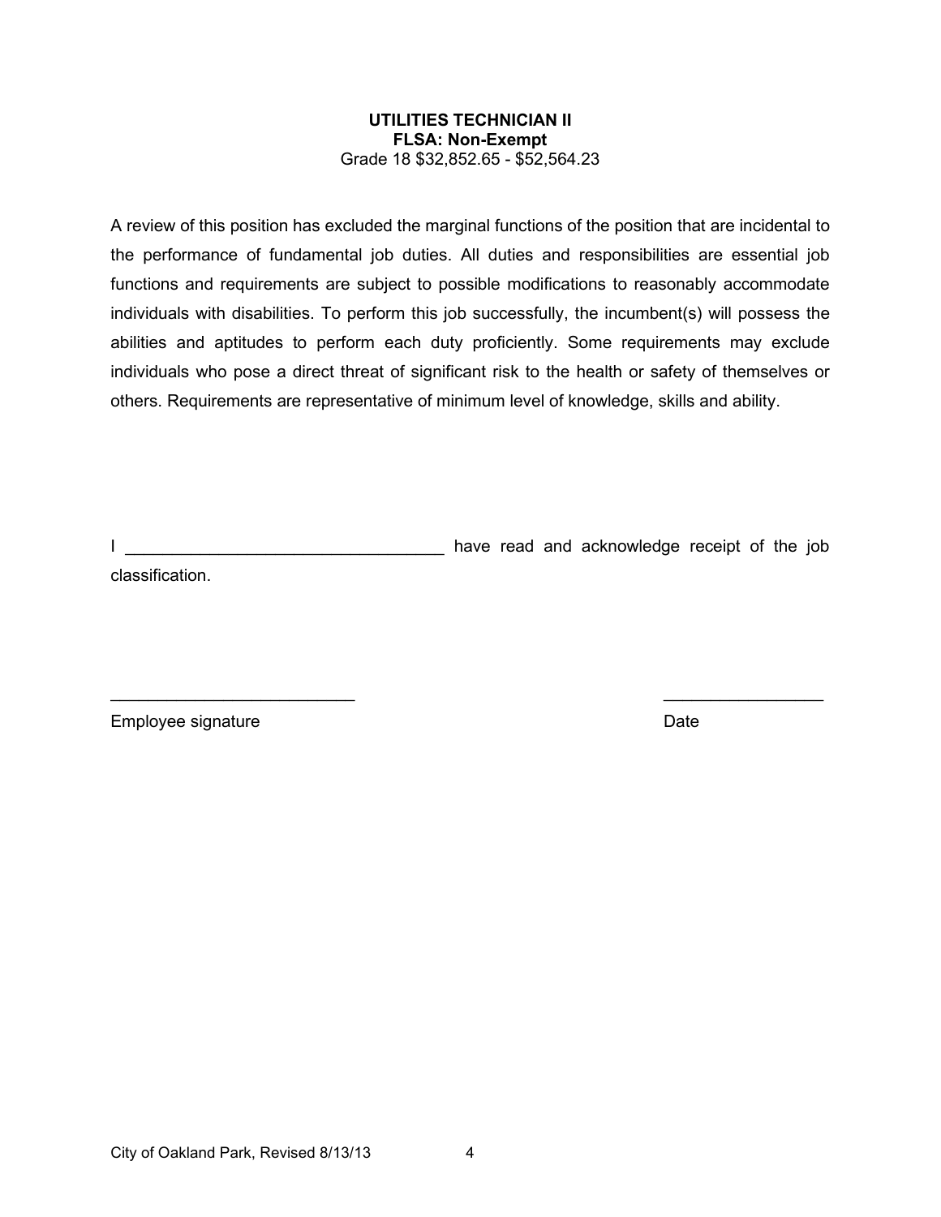**UTILITIES TECHNICIAN II**
**FLSA: Non-Exempt**
Grade 18 $32,852.65 - $52,564.23

A review of this position has excluded the marginal functions of the position that are incidental to the performance of fundamental job duties. All duties and responsibilities are essential job functions and requirements are subject to possible modifications to reasonably accommodate individuals with disabilities. To perform this job successfully, the incumbent(s) will possess the abilities and aptitudes to perform each duty proficiently. Some requirements may exclude individuals who pose a direct threat of significant risk to the health or safety of themselves or others. Requirements are representative of minimum level of knowledge, skills and ability.

I _________________________________ have read and acknowledge receipt of the job classification.

__________________________ &nbsp;&nbsp;&nbsp;&nbsp;&nbsp;&nbsp;&nbsp;&nbsp;&nbsp;&nbsp;&nbsp;&nbsp;&nbsp;&nbsp;&nbsp;&nbsp; _________________

Employee signature &nbsp;&nbsp;&nbsp;&nbsp;&nbsp;&nbsp;&nbsp;&nbsp;&nbsp;&nbsp;&nbsp;&nbsp;&nbsp;&nbsp;&nbsp;&nbsp;&nbsp;&nbsp;&nbsp;&nbsp;&nbsp;&nbsp;&nbsp;&nbsp;&nbsp;&nbsp;&nbsp;&nbsp;&nbsp;&nbsp;&nbsp;&nbsp; Date

City of Oakland Park, Revised 8/13/13